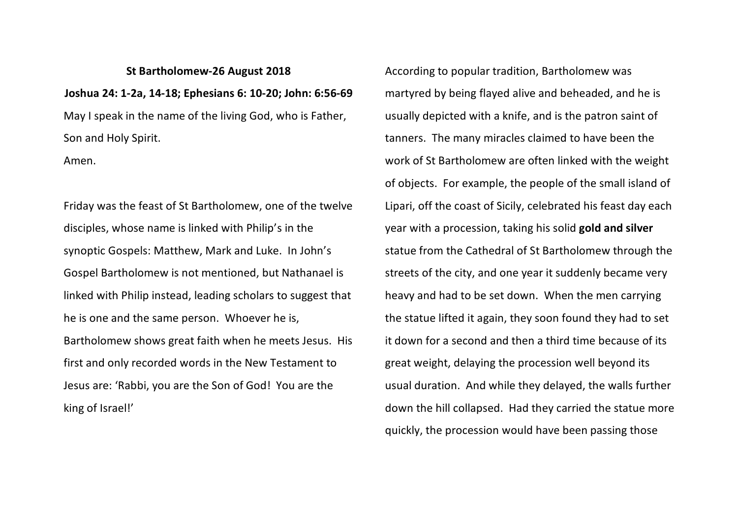**St Bartholomew-26 August 2018**

**Joshua 24: 1-2a, 14-18; Ephesians 6: 10-20; John: 6:56-69**

May I speak in the name of the living God, who is Father, Son and Holy Spirit.

Amen.

Friday was the feast of St Bartholomew, one of the twelve disciples, whose name is linked with Philip's in the synoptic Gospels: Matthew, Mark and Luke. In John's Gospel Bartholomew is not mentioned, but Nathanael is linked with Philip instead, leading scholars to suggest that he is one and the same person. Whoever he is, Bartholomew shows great faith when he meets Jesus. His first and only recorded words in the New Testament to Jesus are: 'Rabbi, you are the Son of God! You are the king of Israel!'

According to popular tradition, Bartholomew was martyred by being flayed alive and beheaded, and he is usually depicted with a knife, and is the patron saint of tanners. The many miracles claimed to have been the work of St Bartholomew are often linked with the weight of objects. For example, the people of the small island of Lipari, off the coast of Sicily, celebrated his feast day each year with a procession, taking his solid **gold and silver** statue from the Cathedral of St Bartholomew through the streets of the city, and one year it suddenly became very heavy and had to be set down. When the men carrying the statue lifted it again, they soon found they had to set it down for a second and then a third time because of its great weight, delaying the procession well beyond its usual duration. And while they delayed, the walls further down the hill collapsed. Had they carried the statue more quickly, the procession would have been passing those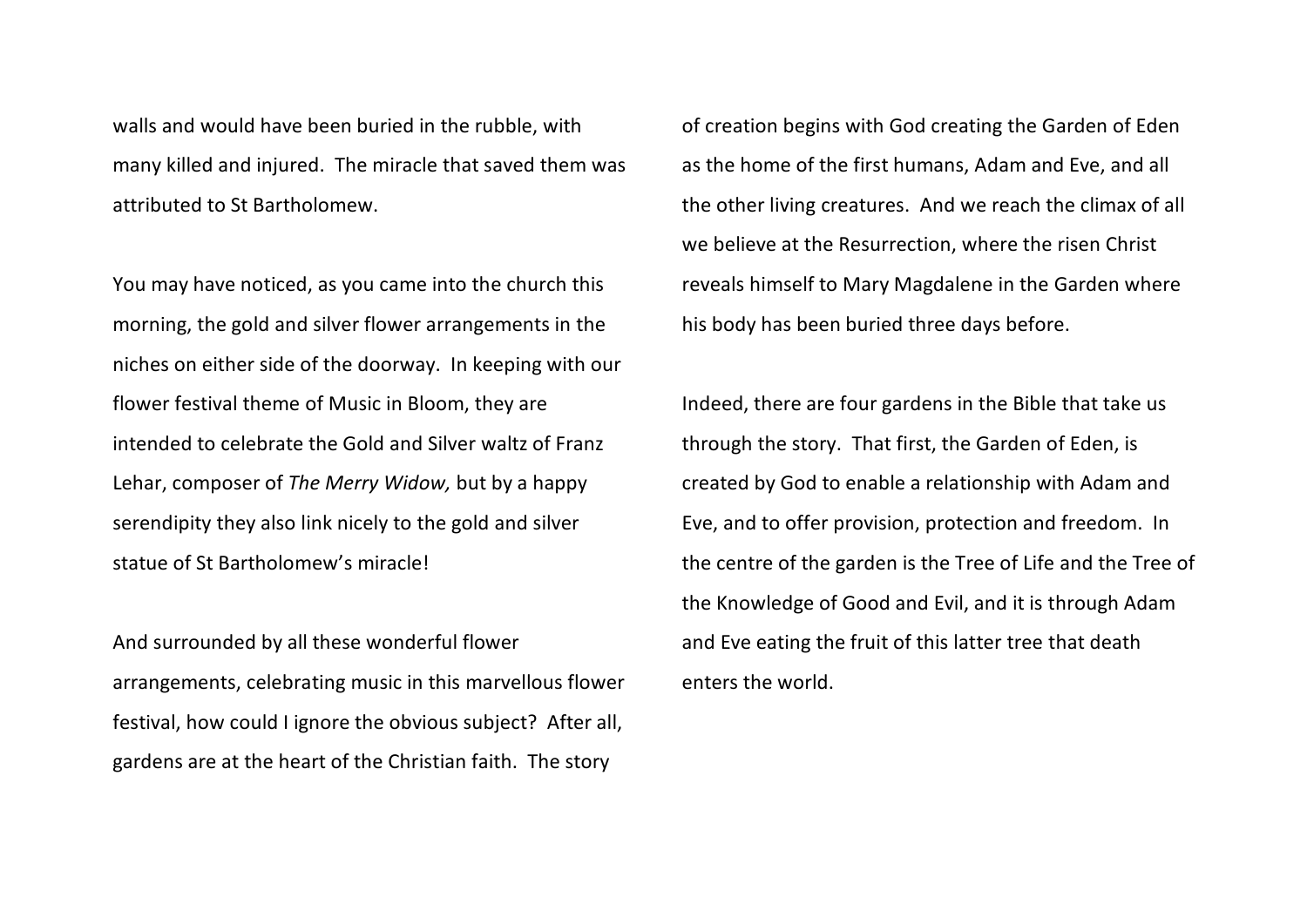walls and would have been buried in the rubble, with many killed and injured. The miracle that saved them was attributed to St Bartholomew.

You may have noticed, as you came into the church this morning, the gold and silver flower arrangements in the niches on either side of the doorway. In keeping with our flower festival theme of Music in Bloom, they are intended to celebrate the Gold and Silver waltz of Franz Lehar, composer of *The Merry Widow,* but by a happy serendipity they also link nicely to the gold and silver statue of St Bartholomew's miracle!

And surrounded by all these wonderful flower arrangements, celebrating music in this marvellous flower festival, how could I ignore the obvious subject? After all, gardens are at the heart of the Christian faith. The story of creation begins with God creating the Garden of Eden as the home of the first humans, Adam and Eve, and all the other living creatures. And we reach the climax of all we believe at the Resurrection, where the risen Christ reveals himself to Mary Magdalene in the Garden where his body has been buried three days before.

Indeed, there are four gardens in the Bible that take us through the story. That first, the Garden of Eden, is created by God to enable a relationship with Adam and Eve, and to offer provision, protection and freedom. In the centre of the garden is the Tree of Life and the Tree of the Knowledge of Good and Evil, and it is through Adam and Eve eating the fruit of this latter tree that death enters the world.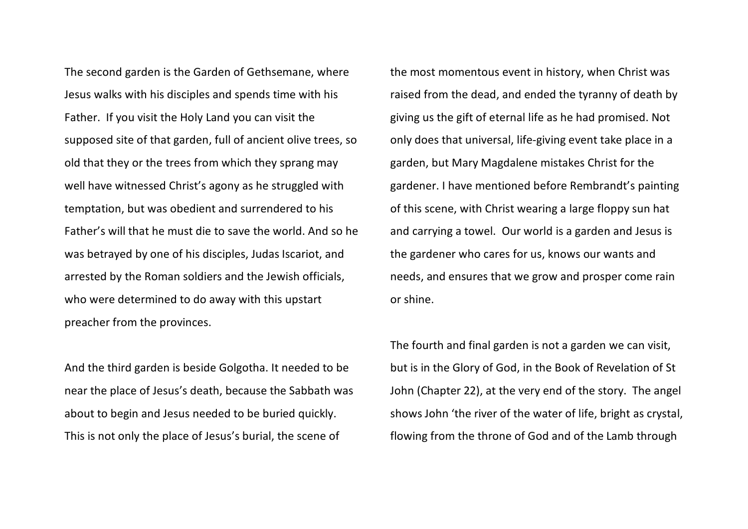The second garden is the Garden of Gethsemane, where Jesus walks with his disciples and spends time with his Father. If you visit the Holy Land you can visit the supposed site of that garden, full of ancient olive trees, so old that they or the trees from which they sprang may well have witnessed Christ's agony as he struggled with temptation, but was obedient and surrendered to his Father's will that he must die to save the world. And so he was betrayed by one of his disciples, Judas Iscariot, and arrested by the Roman soldiers and the Jewish officials, who were determined to do away with this upstart preacher from the provinces.

And the third garden is beside Golgotha. It needed to be near the place of Jesus's death, because the Sabbath was about to begin and Jesus needed to be buried quickly. This is not only the place of Jesus's burial, the scene of the most momentous event in history, when Christ was raised from the dead, and ended the tyranny of death by giving us the gift of eternal life as he had promised. Not only does that universal, life-giving event take place in a garden, but Mary Magdalene mistakes Christ for the gardener. I have mentioned before Rembrandt's painting of this scene, with Christ wearing a large floppy sun hat and carrying a towel. Our world is a garden and Jesus is the gardener who cares for us, knows our wants and needs, and ensures that we grow and prosper come rain or shine.

The fourth and final garden is not a garden we can visit, but is in the Glory of God, in the Book of Revelation of St John (Chapter 22), at the very end of the story. The angel shows John 'the river of the water of life, bright as crystal, flowing from the throne of God and of the Lamb through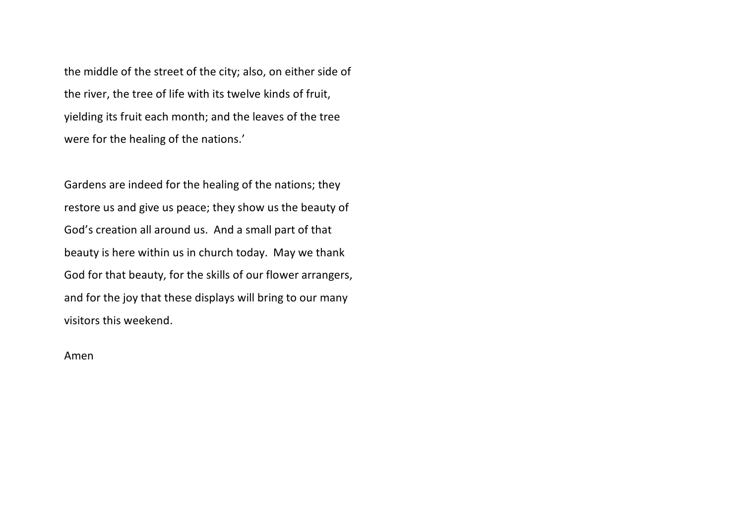the middle of the street of the city; also, on either side of the river, the tree of life with its twelve kinds of fruit, yielding its fruit each month; and the leaves of the tree were for the healing of the nations.'

Gardens are indeed for the healing of the nations; they restore us and give us peace; they show us the beauty of God's creation all around us. And a small part of that beauty is here within us in church today. May we thank God for that beauty, for the skills of our flower arrangers, and for the joy that these displays will bring to our many visitors this weekend.

Amen